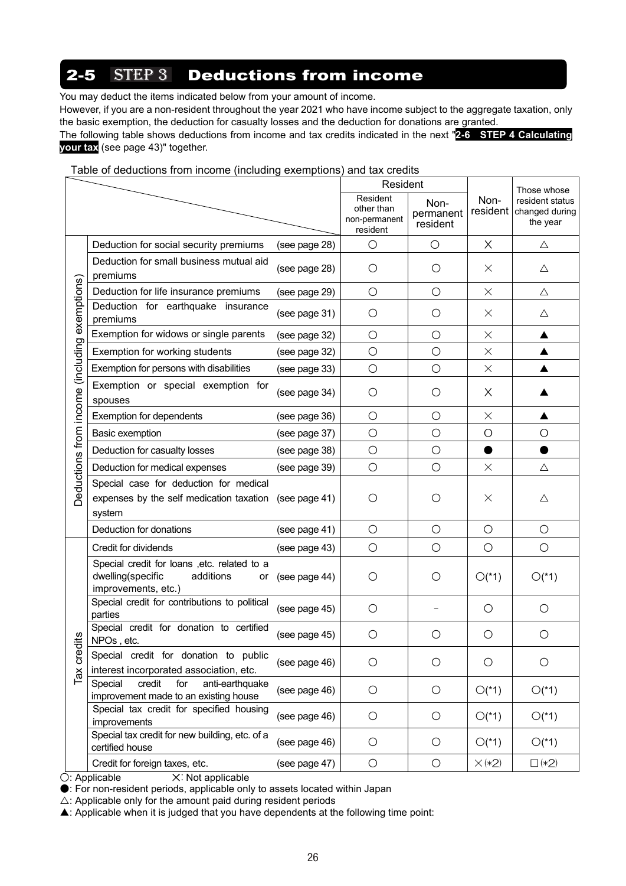## 2-5 STEP 3 Deductions from income

You may deduct the items indicated below from your amount of income.

However, if you are a non-resident throughout the year 2021 who have income subject to the aggregate taxation, only the basic exemption, the deduction for casualty losses and the deduction for donations are granted.

The following table shows deductions from income and tax credits indicated in the next "**2-6 STEP 4 Calculating your tax** (see page 43)" together.

Table of deductions from income (including exemptions) and tax credits

| | | | Resident | | Non-resident | Those whose resident status changed during the year |
|---|---|---|---|---|---|---|
| | | | Resident other than non-permanent resident | Non-permanent resident | | |
| Deductions from income (including exemptions) | Deduction for social security premiums | (see page 28) | ○ | ○ | × | △ |
| | Deduction for small business mutual aid premiums | (see page 28) | ○ | ○ | × | △ |
| | Deduction for life insurance premiums | (see page 29) | ○ | ○ | × | △ |
| | Deduction for earthquake insurance premiums | (see page 31) | ○ | ○ | × | △ |
| | Exemption for widows or single parents | (see page 32) | ○ | ○ | × | ▲ |
| | Exemption for working students | (see page 32) | ○ | ○ | × | ▲ |
| | Exemption for persons with disabilities | (see page 33) | ○ | ○ | × | ▲ |
| | Exemption or special exemption for spouses | (see page 34) | ○ | ○ | × | ▲ |
| | Exemption for dependents | (see page 36) | ○ | ○ | × | ▲ |
| | Basic exemption | (see page 37) | ○ | ○ | ○ | ○ |
| | Deduction for casualty losses | (see page 38) | ○ | ○ | ● | ● |
| | Deduction for medical expenses | (see page 39) | ○ | ○ | × | △ |
| | Special case for deduction for medical expenses by the self medication taxation system | (see page 41) | ○ | ○ | × | △ |
| | Deduction for donations | (see page 41) | ○ | ○ | ○ | ○ |
| Tax credits | Credit for dividends | (see page 43) | ○ | ○ | ○ | ○ |
| | Special credit for loans ,etc. related to a dwelling(specific additions or improvements, etc.) | (see page 44) | ○ | ○ | ○(*1) | ○(*1) |
| | Special credit for contributions to political parties | (see page 45) | ○ | - | ○ | ○ |
| | Special credit for donation to certified NPOs , etc. | (see page 45) | ○ | ○ | ○ | ○ |
| | Special credit for donation to public interest incorporated association, etc. | (see page 46) | ○ | ○ | ○ | ○ |
| | Special credit for anti-earthquake improvement made to an existing house | (see page 46) | ○ | ○ | ○(*1) | ○(*1) |
| | Special tax credit for specified housing improvements | (see page 46) | ○ | ○ | ○(*1) | ○(*1) |
| | Special tax credit for new building, etc. of a certified house | (see page 46) | ○ | ○ | ○(*1) | ○(*1) |
| | Credit for foreign taxes, etc. | (see page 47) | ○ | ○ | ×(*2) | □(*2) |

○: Applicable ×: Not applicable

●: For non-resident periods, applicable only to assets located within Japan

△: Applicable only for the amount paid during resident periods

▲: Applicable when it is judged that you have dependents at the following time point: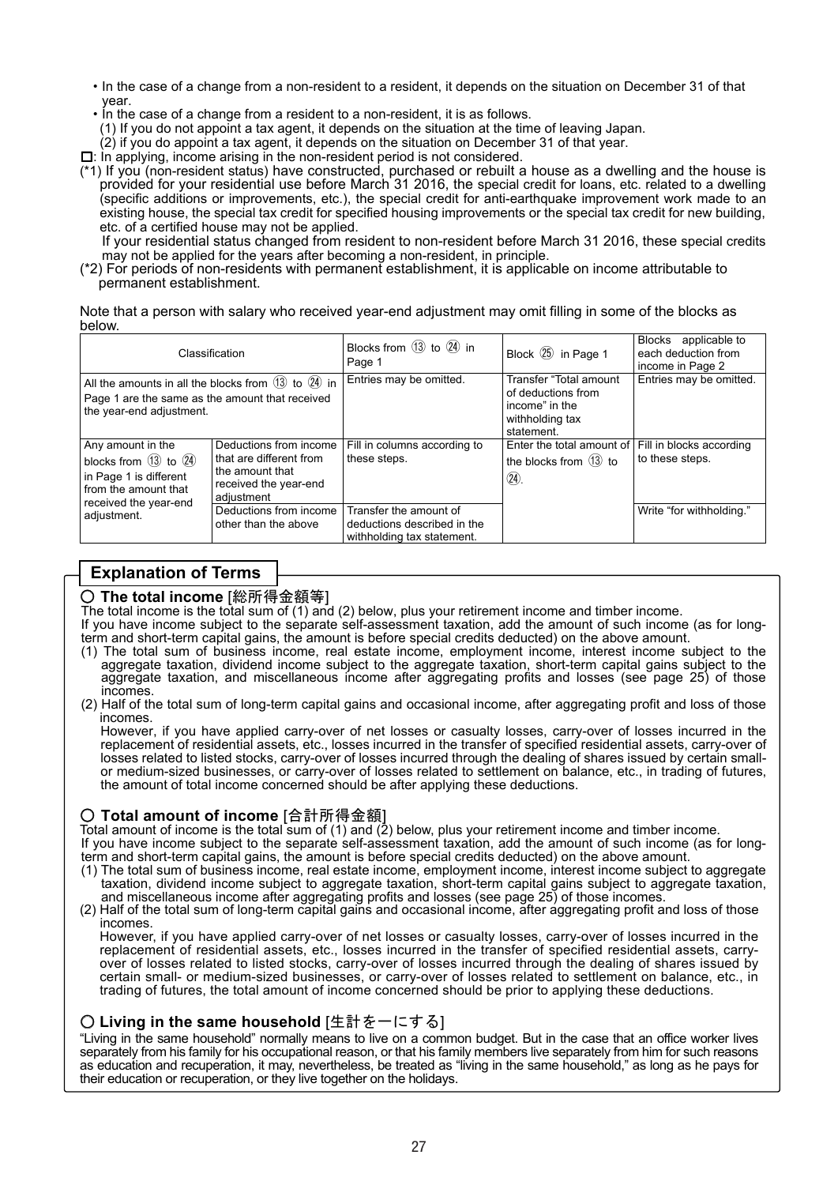- In the case of a change from a non-resident to a resident, it depends on the situation on December 31 of that year.
- In the case of a change from a resident to a non-resident, it is as follows.
  (1) If you do not appoint a tax agent, it depends on the situation at the time of leaving Japan.
  (2) if you do appoint a tax agent, it depends on the situation on December 31 of that year.

□: In applying, income arising in the non-resident period is not considered.

(*1) If you (non-resident status) have constructed, purchased or rebuilt a house as a dwelling and the house is provided for your residential use before March 31 2016, the special credit for loans, etc. related to a dwelling (specific additions or improvements, etc.), the special credit for anti-earthquake improvement work made to an existing house, the special tax credit for specified housing improvements or the special tax credit for new building, etc. of a certified house may not be applied.
If your residential status changed from resident to non-resident before March 31 2016, these special credits may not be applied for the years after becoming a non-resident, in principle.

(*2) For periods of non-residents with permanent establishment, it is applicable on income attributable to permanent establishment.

Note that a person with salary who received year-end adjustment may omit filling in some of the blocks as below.

| Classification | | Blocks from ⑬ to ㉔ in Page 1 | Block ㉕ in Page 1 | Blocks applicable to each deduction from income in Page 2 |
|---|---|---|---|---|
| All the amounts in all the blocks from ⑬ to ㉔ in Page 1 are the same as the amount that received the year-end adjustment. | | Entries may be omitted. | Transfer "Total amount of deductions from income" in the withholding tax statement. | Entries may be omitted. |
| Any amount in the blocks from ⑬ to ㉔ in Page 1 is different from the amount that received the year-end adjustment. | Deductions from income that are different from the amount that received the year-end adjustment | Fill in columns according to these steps. | Enter the total amount of the blocks from ⑬ to ㉔. | Fill in blocks according to these steps. |
| | Deductions from income other than the above | Transfer the amount of deductions described in the withholding tax statement. | | Write "for withholding." |

## Explanation of Terms

### ○ The total income [総所得金額等]

The total income is the total sum of (1) and (2) below, plus your retirement income and timber income.
If you have income subject to the separate self-assessment taxation, add the amount of such income (as for long-term and short-term capital gains, the amount is before special credits deducted) on the above amount.

(1) The total sum of business income, real estate income, employment income, interest income subject to the aggregate taxation, dividend income subject to the aggregate taxation, short-term capital gains subject to the aggregate taxation, and miscellaneous income after aggregating profits and losses (see page 25) of those incomes.

(2) Half of the total sum of long-term capital gains and occasional income, after aggregating profit and loss of those incomes.
However, if you have applied carry-over of net losses or casualty losses, carry-over of losses incurred in the replacement of residential assets, etc., losses incurred in the transfer of specified residential assets, carry-over of losses related to listed stocks, carry-over of losses incurred through the dealing of shares issued by certain small- or medium-sized businesses, or carry-over of losses related to settlement on balance, etc., in trading of futures, the amount of total income concerned should be after applying these deductions.

### ○ Total amount of income [合計所得金額]

Total amount of income is the total sum of (1) and (2) below, plus your retirement income and timber income.
If you have income subject to the separate self-assessment taxation, add the amount of such income (as for long-term and short-term capital gains, the amount is before special credits deducted) on the above amount.

(1) The total sum of business income, real estate income, employment income, interest income subject to aggregate taxation, dividend income subject to aggregate taxation, short-term capital gains subject to aggregate taxation, and miscellaneous income after aggregating profits and losses (see page 25) of those incomes.

(2) Half of the total sum of long-term capital gains and occasional income, after aggregating profit and loss of those incomes.
However, if you have applied carry-over of net losses or casualty losses, carry-over of losses incurred in the replacement of residential assets, etc., losses incurred in the transfer of specified residential assets, carry-over of losses related to listed stocks, carry-over of losses incurred through the dealing of shares issued by certain small- or medium-sized businesses, or carry-over of losses related to settlement on balance, etc., in trading of futures, the total amount of income concerned should be prior to applying these deductions.

### ○ Living in the same household [生計を一にする]

"Living in the same household" normally means to live on a common budget. But in the case that an office worker lives separately from his family for his occupational reason, or that his family members live separately from him for such reasons as education and recuperation, it may, nevertheless, be treated as "living in the same household," as long as he pays for their education or recuperation, or they live together on the holidays.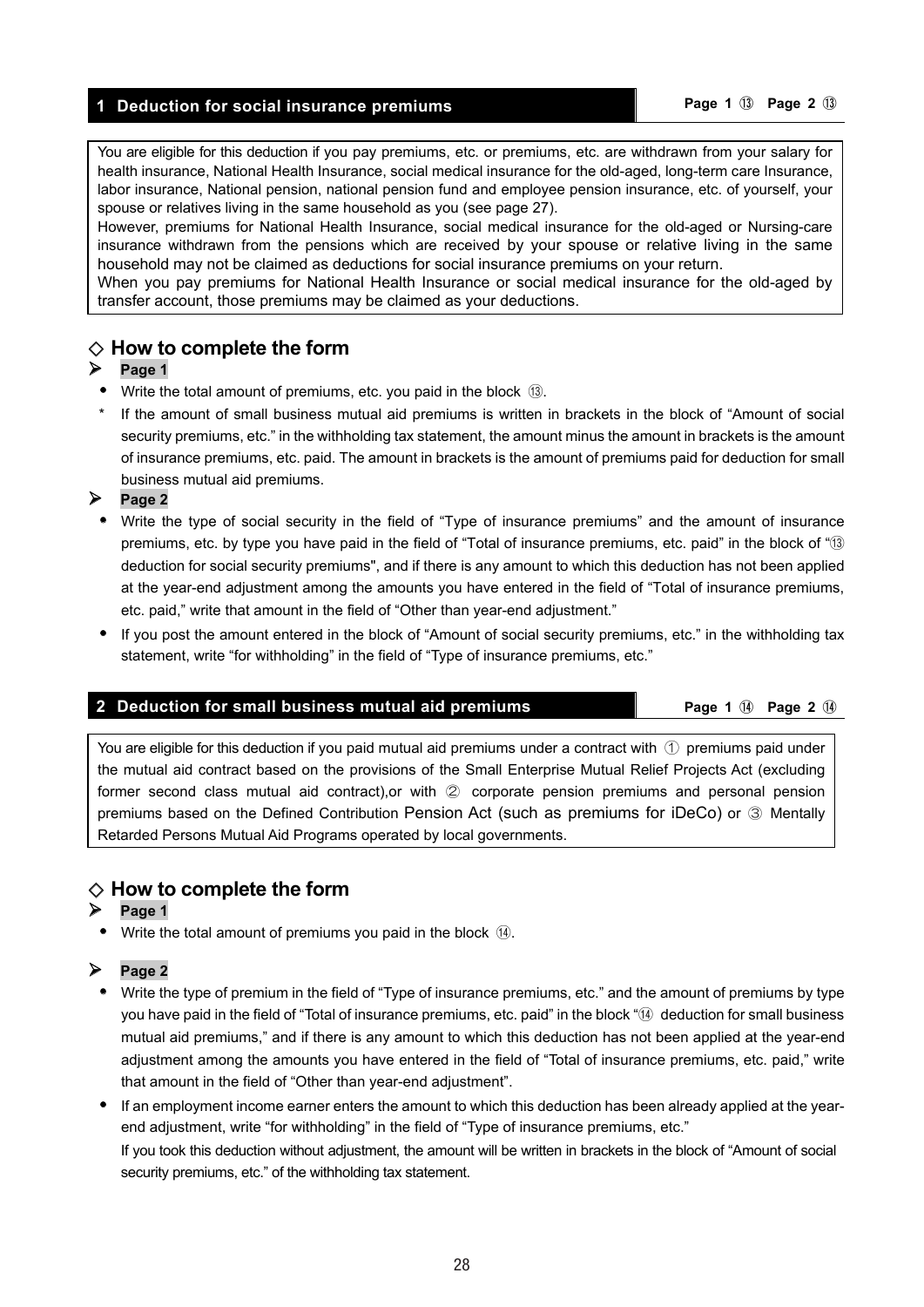## 1 Deduction for social insurance premiums

Page 1 ⑬ Page 2 ⑬

You are eligible for this deduction if you pay premiums, etc. or premiums, etc. are withdrawn from your salary for health insurance, National Health Insurance, social medical insurance for the old-aged, long-term care Insurance, labor insurance, National pension, national pension fund and employee pension insurance, etc. of yourself, your spouse or relatives living in the same household as you (see page 27).
However, premiums for National Health Insurance, social medical insurance for the old-aged or Nursing-care insurance withdrawn from the pensions which are received by your spouse or relative living in the same household may not be claimed as deductions for social insurance premiums on your return.
When you pay premiums for National Health Insurance or social medical insurance for the old-aged by transfer account, those premiums may be claimed as your deductions.

### ◇ How to complete the form

➢ **Page 1**

- Write the total amount of premiums, etc. you paid in the block ⑬.

\* If the amount of small business mutual aid premiums is written in brackets in the block of "Amount of social security premiums, etc." in the withholding tax statement, the amount minus the amount in brackets is the amount of insurance premiums, etc. paid. The amount in brackets is the amount of premiums paid for deduction for small business mutual aid premiums.

➢ **Page 2**

- Write the type of social security in the field of "Type of insurance premiums" and the amount of insurance premiums, etc. by type you have paid in the field of "Total of insurance premiums, etc. paid" in the block of "⑬ deduction for social security premiums", and if there is any amount to which this deduction has not been applied at the year-end adjustment among the amounts you have entered in the field of "Total of insurance premiums, etc. paid," write that amount in the field of "Other than year-end adjustment."
- If you post the amount entered in the block of "Amount of social security premiums, etc." in the withholding tax statement, write "for withholding" in the field of "Type of insurance premiums, etc."

## 2 Deduction for small business mutual aid premiums

Page 1 ⑭ Page 2 ⑭

You are eligible for this deduction if you paid mutual aid premiums under a contract with ① premiums paid under the mutual aid contract based on the provisions of the Small Enterprise Mutual Relief Projects Act (excluding former second class mutual aid contract),or with ② corporate pension premiums and personal pension premiums based on the Defined Contribution Pension Act (such as premiums for iDeCo) or ③ Mentally Retarded Persons Mutual Aid Programs operated by local governments.

### ◇ How to complete the form

➢ **Page 1**

- Write the total amount of premiums you paid in the block ⑭.

➢ **Page 2**

- Write the type of premium in the field of "Type of insurance premiums, etc." and the amount of premiums by type you have paid in the field of "Total of insurance premiums, etc. paid" in the block "⑭ deduction for small business mutual aid premiums," and if there is any amount to which this deduction has not been applied at the year-end adjustment among the amounts you have entered in the field of "Total of insurance premiums, etc. paid," write that amount in the field of "Other than year-end adjustment".
- If an employment income earner enters the amount to which this deduction has been already applied at the year-end adjustment, write "for withholding" in the field of "Type of insurance premiums, etc."
  If you took this deduction without adjustment, the amount will be written in brackets in the block of "Amount of social security premiums, etc." of the withholding tax statement.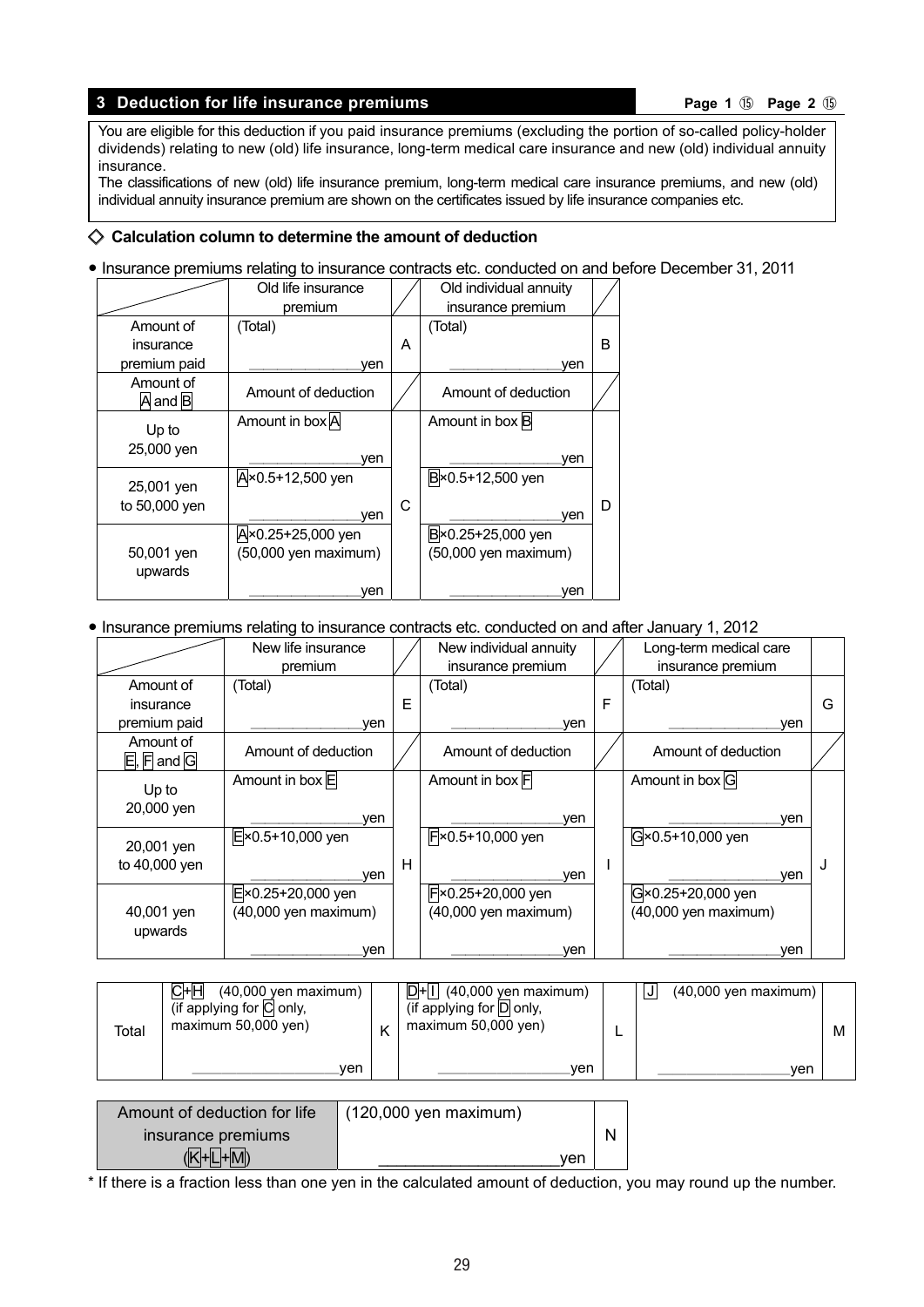## 3 Deduction for life insurance premiums

**Page 1 ⑮ Page 2 ⑮**

You are eligible for this deduction if you paid insurance premiums (excluding the portion of so-called policy-holder dividends) relating to new (old) life insurance, long-term medical care insurance and new (old) individual annuity insurance.
The classifications of new (old) life insurance premium, long-term medical care insurance premiums, and new (old) individual annuity insurance premium are shown on the certificates issued by life insurance companies etc.

### ◇ Calculation column to determine the amount of deduction

- Insurance premiums relating to insurance contracts etc. conducted on and before December 31, 2011

| | Old life insurance premium | | Old individual annuity insurance premium | |
|---|---|---|---|---|
| Amount of insurance premium paid | (Total) ______yen | A | (Total) ______yen | B |
| Amount of A and B | Amount of deduction | | Amount of deduction | |
| Up to 25,000 yen | Amount in box A ______yen | C | Amount in box B ______yen | D |
| 25,001 yen to 50,000 yen | A×0.5+12,500 yen ______yen | | B×0.5+12,500 yen ______yen | |
| 50,001 yen upwards | A×0.25+25,000 yen (50,000 yen maximum) ______yen | | B×0.25+25,000 yen (50,000 yen maximum) ______yen | |

- Insurance premiums relating to insurance contracts etc. conducted on and after January 1, 2012

| | New life insurance premium | | New individual annuity insurance premium | | Long-term medical care insurance premium | |
|---|---|---|---|---|---|---|
| Amount of insurance premium paid | (Total) ______yen | E | (Total) ______yen | F | (Total) ______yen | G |
| Amount of E, F and G | Amount of deduction | | Amount of deduction | | Amount of deduction | |
| Up to 20,000 yen | Amount in box E ______yen | H | Amount in box F ______yen | I | Amount in box G ______yen | J |
| 20,001 yen to 40,000 yen | E×0.5+10,000 yen ______yen | | F×0.5+10,000 yen ______yen | | G×0.5+10,000 yen ______yen | |
| 40,001 yen upwards | E×0.25+20,000 yen (40,000 yen maximum) ______yen | | F×0.25+20,000 yen (40,000 yen maximum) ______yen | | G×0.25+20,000 yen (40,000 yen maximum) ______yen | |

| Total | C+H (40,000 yen maximum) (if applying for C only, maximum 50,000 yen) ______yen | K | D+I (40,000 yen maximum) (if applying for D only, maximum 50,000 yen) ______yen | L | J (40,000 yen maximum) ______yen | M |
|---|---|---|---|---|---|---|

| Amount of deduction for life insurance premiums (K+L+M) | (120,000 yen maximum) ______yen | N |
|---|---|---|

\* If there is a fraction less than one yen in the calculated amount of deduction, you may round up the number.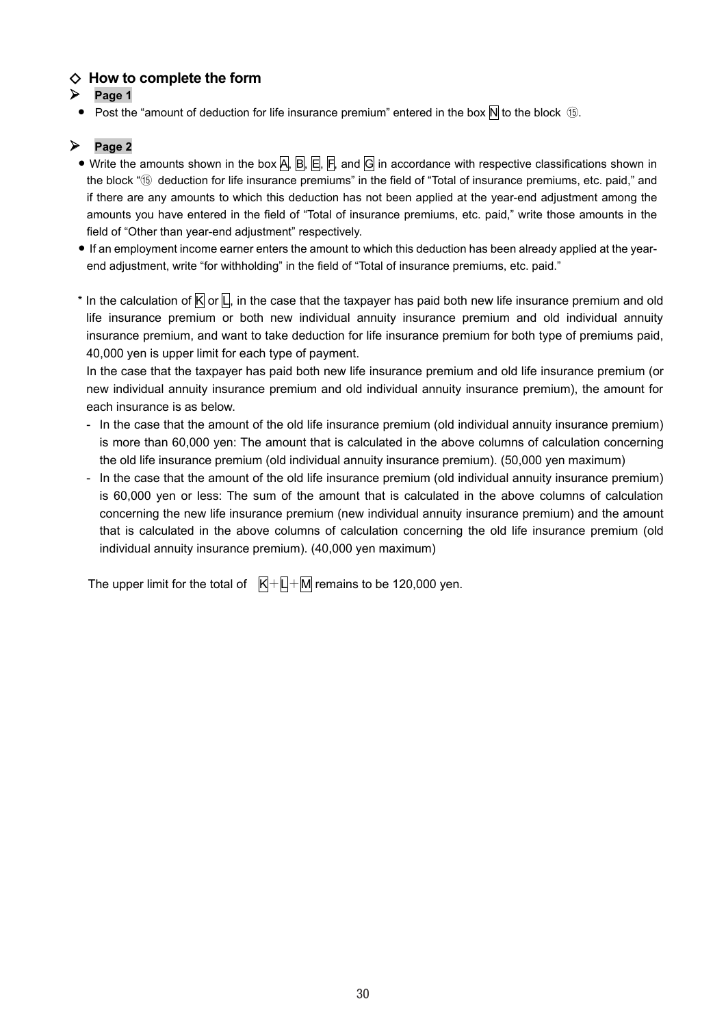## ◇ How to complete the form

### ➢ **Page 1**

- Post the "amount of deduction for life insurance premium" entered in the box N to the block ⑮.

### ➢ **Page 2**

- Write the amounts shown in the box A, B, E, F, and G in accordance with respective classifications shown in the block "⑮ deduction for life insurance premiums" in the field of "Total of insurance premiums, etc. paid," and if there are any amounts to which this deduction has not been applied at the year-end adjustment among the amounts you have entered in the field of "Total of insurance premiums, etc. paid," write those amounts in the field of "Other than year-end adjustment" respectively.
- If an employment income earner enters the amount to which this deduction has been already applied at the year-end adjustment, write "for withholding" in the field of "Total of insurance premiums, etc. paid."

\* In the calculation of K or L, in the case that the taxpayer has paid both new life insurance premium and old life insurance premium or both new individual annuity insurance premium and old individual annuity insurance premium, and want to take deduction for life insurance premium for both type of premiums paid, 40,000 yen is upper limit for each type of payment.

In the case that the taxpayer has paid both new life insurance premium and old life insurance premium (or new individual annuity insurance premium and old individual annuity insurance premium), the amount for each insurance is as below.

- In the case that the amount of the old life insurance premium (old individual annuity insurance premium) is more than 60,000 yen: The amount that is calculated in the above columns of calculation concerning the old life insurance premium (old individual annuity insurance premium). (50,000 yen maximum)
- In the case that the amount of the old life insurance premium (old individual annuity insurance premium) is 60,000 yen or less: The sum of the amount that is calculated in the above columns of calculation concerning the new life insurance premium (new individual annuity insurance premium) and the amount that is calculated in the above columns of calculation concerning the old life insurance premium (old individual annuity insurance premium). (40,000 yen maximum)

The upper limit for the total of K＋L＋M remains to be 120,000 yen.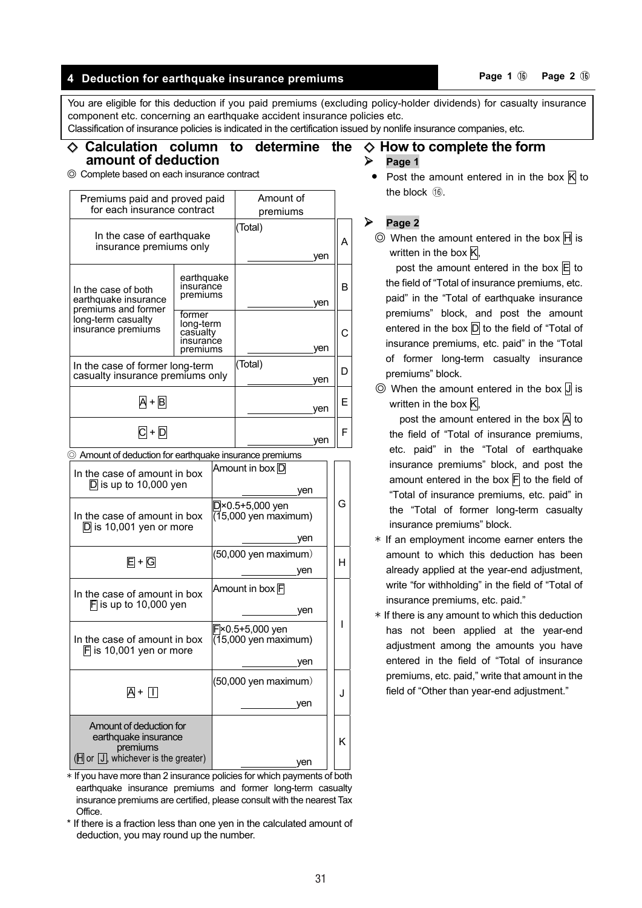## 4 Deduction for earthquake insurance premiums

**Page 1 ⑯ Page 2 ⑯**

You are eligible for this deduction if you paid premiums (excluding policy-holder dividends) for casualty insurance component etc. concerning an earthquake accident insurance policies etc.
Classification of insurance policies is indicated in the certification issued by nonlife insurance companies, etc.

### ◇ Calculation column to determine the amount of deduction

◎ Complete based on each insurance contract

| Premiums paid and proved paid for each insurance contract | | Amount of premiums | |
|---|---|---|---|
| In the case of earthquake insurance premiums only | | (Total) ______yen | A |
| In the case of both earthquake insurance premiums and former long-term casualty insurance premiums | earthquake insurance premiums | ______yen | B |
| | former long-term casualty insurance premiums | ______yen | C |
| In the case of former long-term casualty insurance premiums only | | (Total) ______yen | D |
| A + B | | ______yen | E |
| C + D | | ______yen | F |

◎ Amount of deduction for earthquake insurance premiums

| | | |
|---|---|---|
| In the case of amount in box D is up to 10,000 yen | Amount in box D ______yen | G |
| In the case of amount in box D is 10,001 yen or more | D×0.5+5,000 yen (15,000 yen maximum) ______yen | |
| E + G | (50,000 yen maximum) ______yen | H |
| In the case of amount in box F is up to 10,000 yen | Amount in box F ______yen | I |
| In the case of amount in box F is 10,001 yen or more | F×0.5+5,000 yen (15,000 yen maximum) ______yen | |
| A + I | (50,000 yen maximum) ______yen | J |
| Amount of deduction for earthquake insurance premiums (H or J, whichever is the greater) | ______yen | K |

∗ If you have more than 2 insurance policies for which payments of both earthquake insurance premiums and former long-term casualty insurance premiums are certified, please consult with the nearest Tax Office.

\* If there is a fraction less than one yen in the calculated amount of deduction, you may round up the number.

### ◇ How to complete the form

➢ **Page 1**

- Post the amount entered in in the box K to the block ⑯.

➢ **Page 2**

◎ When the amount entered in the box H is written in the box K,
post the amount entered in the box E to the field of "Total of insurance premiums, etc. paid" in the "Total of earthquake insurance premiums" block, and post the amount entered in the box D to the field of "Total of insurance premiums, etc. paid" in the "Total of former long-term casualty insurance premiums" block.

◎ When the amount entered in the box J is written in the box K,
post the amount entered in the box A to the field of "Total of insurance premiums, etc. paid" in the "Total of earthquake insurance premiums" block, and post the amount entered in the box F to the field of "Total of insurance premiums, etc. paid" in the "Total of former long-term casualty insurance premiums" block.

∗ If an employment income earner enters the amount to which this deduction has been already applied at the year-end adjustment, write "for withholding" in the field of "Total of insurance premiums, etc. paid."

∗ If there is any amount to which this deduction has not been applied at the year-end adjustment among the amounts you have entered in the field of "Total of insurance premiums, etc. paid," write that amount in the field of "Other than year-end adjustment."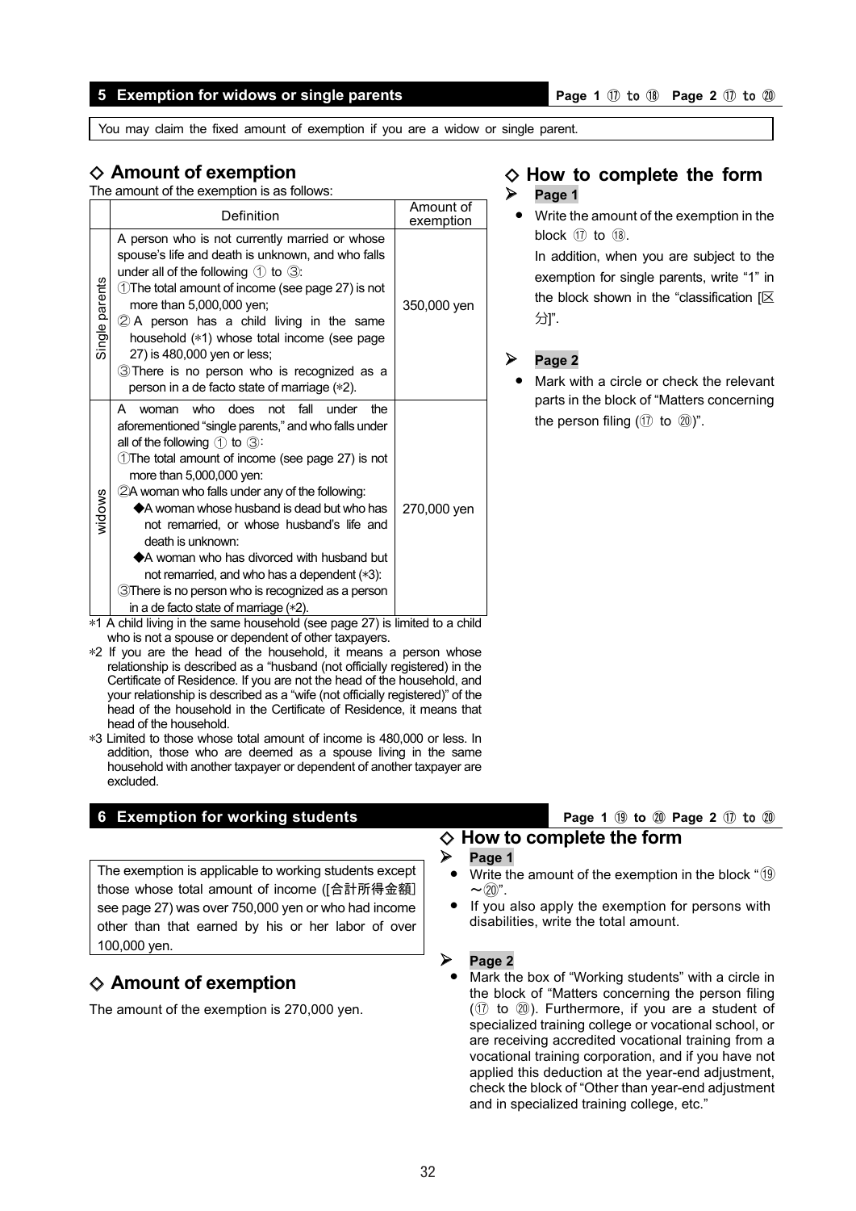## 5 Exemption for widows or single parents

Page 1 ⑰ to ⑱ Page 2 ⑰ to ⑳

You may claim the fixed amount of exemption if you are a widow or single parent.

### ◇ Amount of exemption

The amount of the exemption is as follows:

| | Definition | Amount of exemption |
|---|---|---|
| Single parents | A person who is not currently married or whose spouse's life and death is unknown, and who falls under all of the following ① to ③:<br>①The total amount of income (see page 27) is not more than 5,000,000 yen;<br>② A person has a child living in the same household (*1) whose total income (see page 27) is 480,000 yen or less;<br>③There is no person who is recognized as a person in a de facto state of marriage (*2). | 350,000 yen |
| widows | A woman who does not fall under the aforementioned "single parents," and who falls under all of the following ① to ③:<br>①The total amount of income (see page 27) is not more than 5,000,000 yen:<br>②A woman who falls under any of the following:<br>◆A woman whose husband is dead but who has not remarried, or whose husband's life and death is unknown:<br>◆A woman who has divorced with husband but not remarried, and who has a dependent (*3):<br>③There is no person who is recognized as a person in a de facto state of marriage (*2). | 270,000 yen |

*1 A child living in the same household (see page 27) is limited to a child who is not a spouse or dependent of other taxpayers.

*2 If you are the head of the household, it means a person whose relationship is described as a "husband (not officially registered) in the Certificate of Residence. If you are not the head of the household, and your relationship is described as a "wife (not officially registered)" of the head of the household in the Certificate of Residence, it means that head of the household.

*3 Limited to those whose total amount of income is 480,000 or less. In addition, those who are deemed as a spouse living in the same household with another taxpayer or dependent of another taxpayer are excluded.

### ◇ How to complete the form

➢ **Page 1**

- Write the amount of the exemption in the block ⑰ to ⑱.
  In addition, when you are subject to the exemption for single parents, write "1" in the block shown in the "classification [区分]".

➢ **Page 2**

- Mark with a circle or check the relevant parts in the block of "Matters concerning the person filing (⑰ to ⑳)".

## 6 Exemption for working students

Page 1 ⑲ to ⑳ Page 2 ⑰ to ⑳

The exemption is applicable to working students except those whose total amount of income ([合計所得金額] see page 27) was over 750,000 yen or who had income other than that earned by his or her labor of over 100,000 yen.

### ◇ Amount of exemption

The amount of the exemption is 270,000 yen.

### ◇ How to complete the form

➢ **Page 1**

- Write the amount of the exemption in the block "⑲～⑳".
- If you also apply the exemption for persons with disabilities, write the total amount.

➢ **Page 2**

- Mark the box of "Working students" with a circle in the block of "Matters concerning the person filing (⑰ to ⑳). Furthermore, if you are a student of specialized training college or vocational school, or are receiving accredited vocational training from a vocational training corporation, and if you have not applied this deduction at the year-end adjustment, check the block of "Other than year-end adjustment and in specialized training college, etc."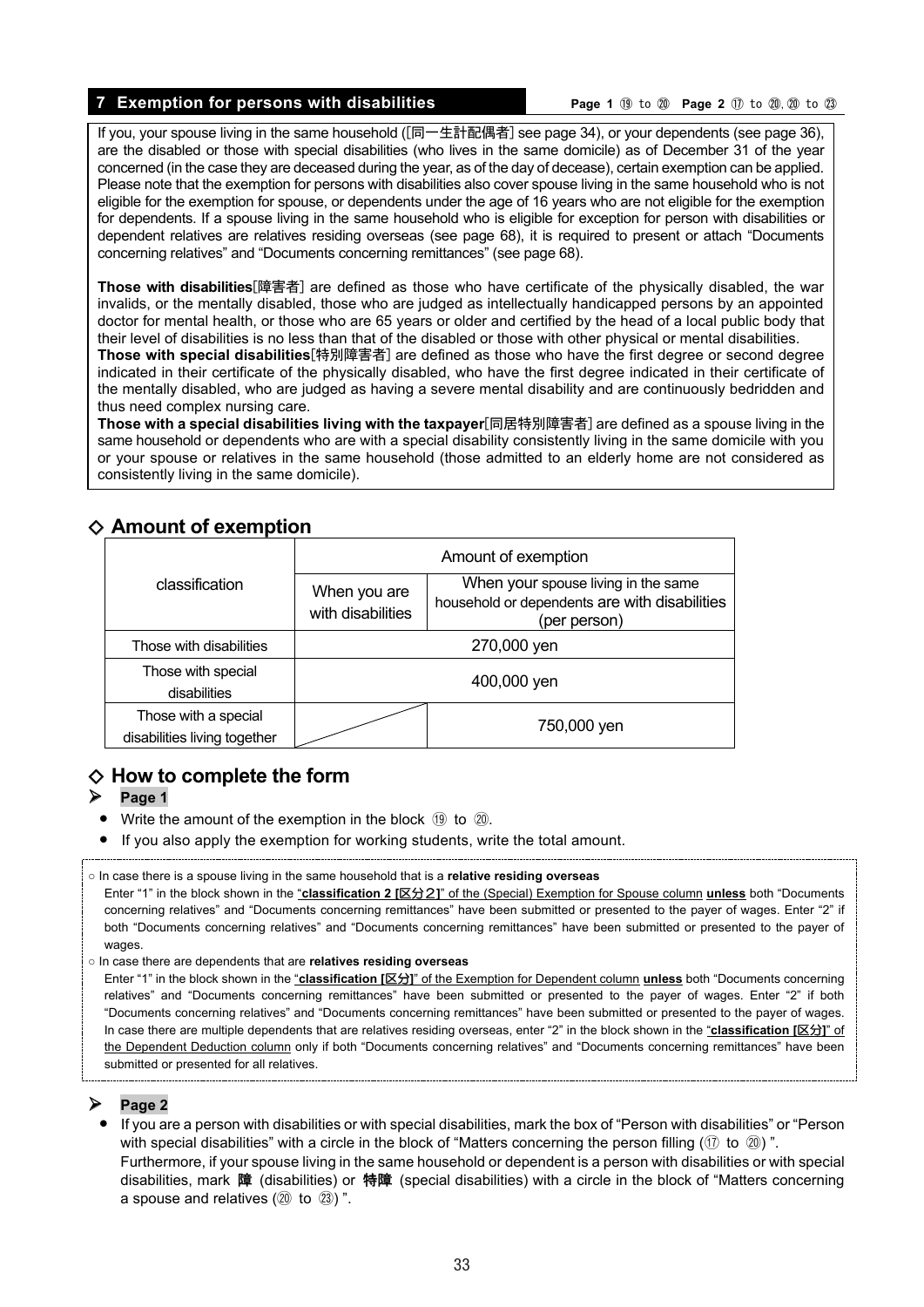## 7 Exemption for persons with disabilities

**Page 1** ⑲ to ⑳ **Page 2** ⑰ to ⑳, ⑳ to ㉓

If you, your spouse living in the same household ([同一生計配偶者] see page 34), or your dependents (see page 36), are the disabled or those with special disabilities (who lives in the same domicile) as of December 31 of the year concerned (in the case they are deceased during the year, as of the day of decease), certain exemption can be applied. Please note that the exemption for persons with disabilities also cover spouse living in the same household who is not eligible for the exemption for spouse, or dependents under the age of 16 years who are not eligible for the exemption for dependents. If a spouse living in the same household who is eligible for exception for person with disabilities or dependent relatives are relatives residing overseas (see page 68), it is required to present or attach "Documents concerning relatives" and "Documents concerning remittances" (see page 68).

**Those with disabilities**[障害者] are defined as those who have certificate of the physically disabled, the war invalids, or the mentally disabled, those who are judged as intellectually handicapped persons by an appointed doctor for mental health, or those who are 65 years or older and certified by the head of a local public body that their level of disabilities is no less than that of the disabled or those with other physical or mental disabilities.
**Those with special disabilities**[特別障害者] are defined as those who have the first degree or second degree indicated in their certificate of the physically disabled, who have the first degree indicated in their certificate of the mentally disabled, who are judged as having a severe mental disability and are continuously bedridden and thus need complex nursing care.
**Those with a special disabilities living with the taxpayer**[同居特別障害者] are defined as a spouse living in the same household or dependents who are with a special disability consistently living in the same domicile with you or your spouse or relatives in the same household (those admitted to an elderly home are not considered as consistently living in the same domicile).

## ◇ Amount of exemption

| classification | Amount of exemption | |
|---|---|---|
| | When you are with disabilities | When your spouse living in the same household or dependents are with disabilities (per person) |
| Those with disabilities | 270,000 yen | |
| Those with special disabilities | 400,000 yen | |
| Those with a special disabilities living together | | 750,000 yen |

## ◇ How to complete the form

➢ **Page 1**

- Write the amount of the exemption in the block ⑲ to ⑳.
- If you also apply the exemption for working students, write the total amount.

○ In case there is a spouse living in the same household that is a **relative residing overseas**
Enter "1" in the block shown in the "**classification 2 [区分２]**" of the (Special) Exemption for Spouse column **unless** both "Documents concerning relatives" and "Documents concerning remittances" have been submitted or presented to the payer of wages. Enter "2" if both "Documents concerning relatives" and "Documents concerning remittances" have been submitted or presented to the payer of wages.

○ In case there are dependents that are **relatives residing overseas**
Enter "1" in the block shown in the "**classification [区分]**" of the Exemption for Dependent column **unless** both "Documents concerning relatives" and "Documents concerning remittances" have been submitted or presented to the payer of wages. Enter "2" if both "Documents concerning relatives" and "Documents concerning remittances" have been submitted or presented to the payer of wages. In case there are multiple dependents that are relatives residing overseas, enter "2" in the block shown in the "**classification [区分]**" of the Dependent Deduction column only if both "Documents concerning relatives" and "Documents concerning remittances" have been submitted or presented for all relatives.

➢ **Page 2**

- If you are a person with disabilities or with special disabilities, mark the box of "Person with disabilities" or "Person with special disabilities" with a circle in the block of "Matters concerning the person filling (⑰ to ⑳) ".
Furthermore, if your spouse living in the same household or dependent is a person with disabilities or with special disabilities, mark **障** (disabilities) or **特障** (special disabilities) with a circle in the block of "Matters concerning a spouse and relatives (⑳ to ㉓) ".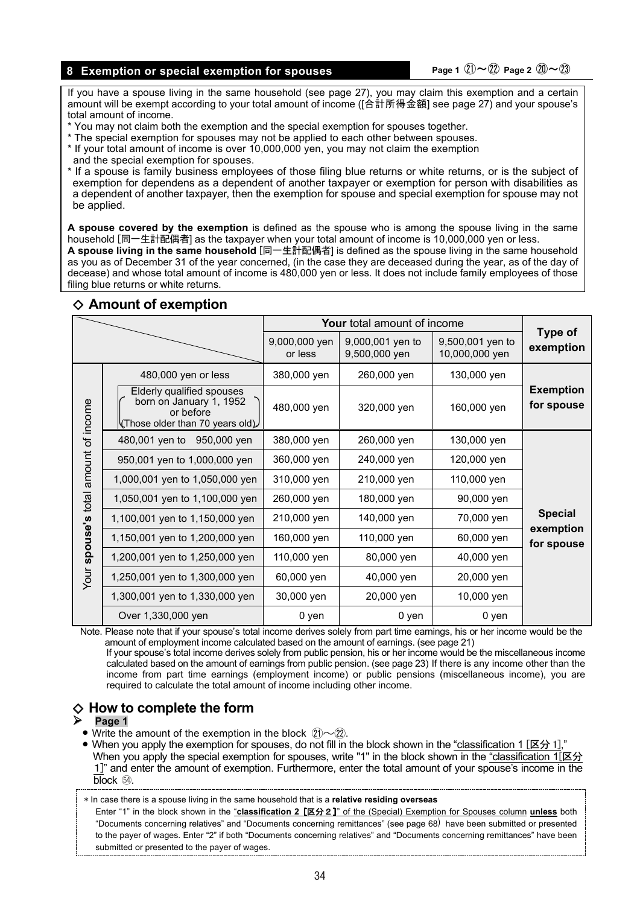## 8 Exemption or special exemption for spouses

Page 1 ㉑～㉒ Page 2 ⑳～㉓

If you have a spouse living in the same household (see page 27), you may claim this exemption and a certain amount will be exempt according to your total amount of income ([合計所得金額] see page 27) and your spouse's total amount of income.

* You may not claim both the exemption and the special exemption for spouses together.
* The special exemption for spouses may not be applied to each other between spouses.
* If your total amount of income is over 10,000,000 yen, you may not claim the exemption and the special exemption for spouses.
* If a spouse is family business employees of those filing blue returns or white returns, or is the subject of exemption for dependens as a dependent of another taxpayer or exemption for person with disabilities as a dependent of another taxpayer, then the exemption for spouse and special exemption for spouse may not be applied.

**A spouse covered by the exemption** is defined as the spouse who is among the spouse living in the same household [同一生計配偶者] as the taxpayer when your total amount of income is 10,000,000 yen or less.
**A spouse living in the same household** [同一生計配偶者] is defined as the spouse living in the same household as you as of December 31 of the year concerned, (in the case they are deceased during the year, as of the day of decease) and whose total amount of income is 480,000 yen or less. It does not include family employees of those filing blue returns or white returns.

### ◇ Amount of exemption

| | | **Your** total amount of income | | | Type of exemption |
|---|---|---|---|---|---|
| | | 9,000,000 yen or less | 9,000,001 yen to 9,500,000 yen | 9,500,001 yen to 10,000,000 yen | |
| Your **spouse's** total amount of income | 480,000 yen or less | 380,000 yen | 260,000 yen | 130,000 yen | **Exemption for spouse** |
| | Elderly qualified spouses born on January 1, 1952 or before (Those older than 70 years old) | 480,000 yen | 320,000 yen | 160,000 yen | |
| | 480,001 yen to 950,000 yen | 380,000 yen | 260,000 yen | 130,000 yen | **Special exemption for spouse** |
| | 950,001 yen to 1,000,000 yen | 360,000 yen | 240,000 yen | 120,000 yen | |
| | 1,000,001 yen to 1,050,000 yen | 310,000 yen | 210,000 yen | 110,000 yen | |
| | 1,050,001 yen to 1,100,000 yen | 260,000 yen | 180,000 yen | 90,000 yen | |
| | 1,100,001 yen to 1,150,000 yen | 210,000 yen | 140,000 yen | 70,000 yen | |
| | 1,150,001 yen to 1,200,000 yen | 160,000 yen | 110,000 yen | 60,000 yen | |
| | 1,200,001 yen to 1,250,000 yen | 110,000 yen | 80,000 yen | 40,000 yen | |
| | 1,250,001 yen to 1,300,000 yen | 60,000 yen | 40,000 yen | 20,000 yen | |
| | 1,300,001 yen to 1,330,000 yen | 30,000 yen | 20,000 yen | 10,000 yen | |
| | Over 1,330,000 yen | 0 yen | 0 yen | 0 yen | |

Note. Please note that if your spouse's total income derives solely from part time earnings, his or her income would be the amount of employment income calculated based on the amount of earnings. (see page 21)
If your spouse's total income derives solely from public pension, his or her income would be the miscellaneous income calculated based on the amount of earnings from public pension. (see page 23) If there is any income other than the income from part time earnings (employment income) or public pensions (miscellaneous income), you are required to calculate the total amount of income including other income.

### ◇ How to complete the form

➢ **Page 1**

- Write the amount of the exemption in the block ㉑～㉒.
- When you apply the exemption for spouses, do not fill in the block shown in the "classification 1 [区分 1]," When you apply the special exemption for spouses, write "1" in the block shown in the "classification 1[区分 1]" and enter the amount of exemption. Furthermore, enter the total amount of your spouse's income in the block ㊴.

* In case there is a spouse living in the same household that is a **relative residing overseas**
Enter "1" in the block shown in the "**classification 2【区分２】**" of the (Special) Exemption for Spouses column **unless** both "Documents concerning relatives" and "Documents concerning remittances" (see page 68) have been submitted or presented to the payer of wages. Enter "2" if both "Documents concerning relatives" and "Documents concerning remittances" have been submitted or presented to the payer of wages.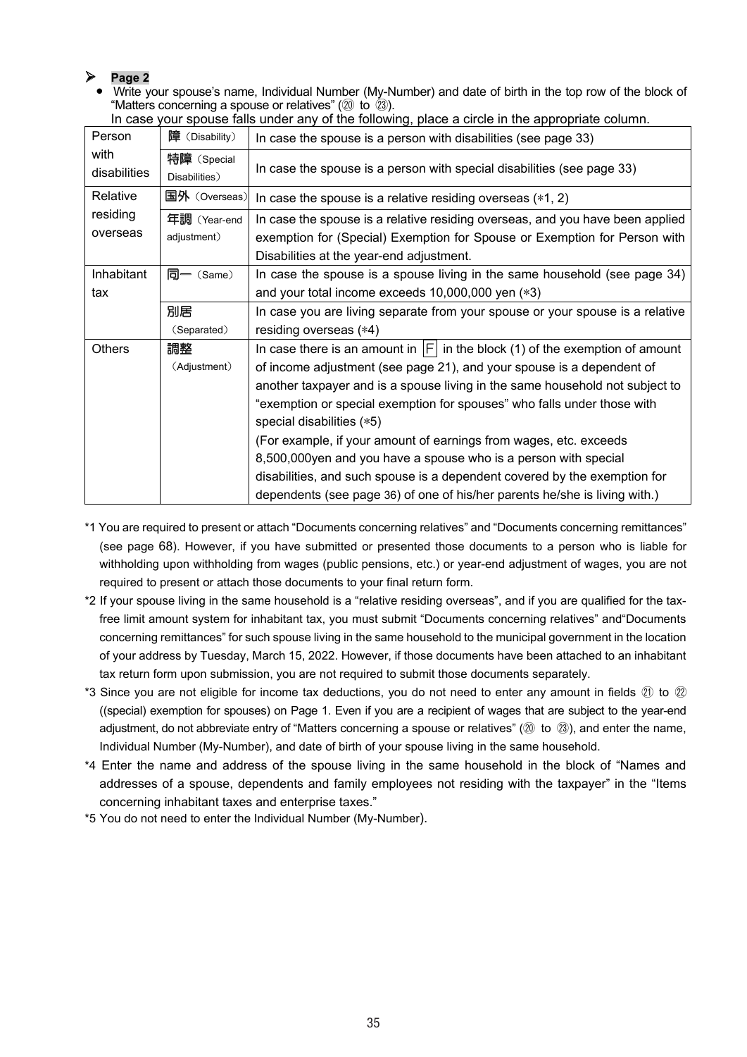- **Page 2**

- Write your spouse's name, Individual Number (My-Number) and date of birth in the top row of the block of "Matters concerning a spouse or relatives" (⑳ to ㉓).
  In case your spouse falls under any of the following, place a circle in the appropriate column.

| Person with disabilities | 障（Disability） | In case the spouse is a person with disabilities (see page 33) |
|---|---|---|
| | 特障（Special Disabilities） | In case the spouse is a person with special disabilities (see page 33) |
| Relative residing overseas | 国外（Overseas） | In case the spouse is a relative residing overseas (*1, 2) |
| | 年調（Year-end adjustment） | In case the spouse is a relative residing overseas, and you have been applied exemption for (Special) Exemption for Spouse or Exemption for Person with Disabilities at the year-end adjustment. |
| Inhabitant tax | 同一（Same） | In case the spouse is a spouse living in the same household (see page 34) and your total income exceeds 10,000,000 yen (*3) |
| | 別居（Separated） | In case you are living separate from your spouse or your spouse is a relative residing overseas (*4) |
| Others | 調整（Adjustment） | In case there is an amount in F in the block (1) of the exemption of amount of income adjustment (see page 21), and your spouse is a dependent of another taxpayer and is a spouse living in the same household not subject to "exemption or special exemption for spouses" who falls under those with special disabilities (*5)<br>(For example, if your amount of earnings from wages, etc. exceeds 8,500,000yen and you have a spouse who is a person with special disabilities, and such spouse is a dependent covered by the exemption for dependents (see page 36) of one of his/her parents he/she is living with.) |

*1 You are required to present or attach "Documents concerning relatives" and "Documents concerning remittances" (see page 68). However, if you have submitted or presented those documents to a person who is liable for withholding upon withholding from wages (public pensions, etc.) or year-end adjustment of wages, you are not required to present or attach those documents to your final return form.

*2 If your spouse living in the same household is a "relative residing overseas", and if you are qualified for the tax-free limit amount system for inhabitant tax, you must submit "Documents concerning relatives" and"Documents concerning remittances" for such spouse living in the same household to the municipal government in the location of your address by Tuesday, March 15, 2022. However, if those documents have been attached to an inhabitant tax return form upon submission, you are not required to submit those documents separately.

*3 Since you are not eligible for income tax deductions, you do not need to enter any amount in fields ㉑ to ㉒ ((special) exemption for spouses) on Page 1. Even if you are a recipient of wages that are subject to the year-end adjustment, do not abbreviate entry of "Matters concerning a spouse or relatives" (⑳ to ㉓), and enter the name, Individual Number (My-Number), and date of birth of your spouse living in the same household.

*4 Enter the name and address of the spouse living in the same household in the block of "Names and addresses of a spouse, dependents and family employees not residing with the taxpayer" in the "Items concerning inhabitant taxes and enterprise taxes."

*5 You do not need to enter the Individual Number (My-Number).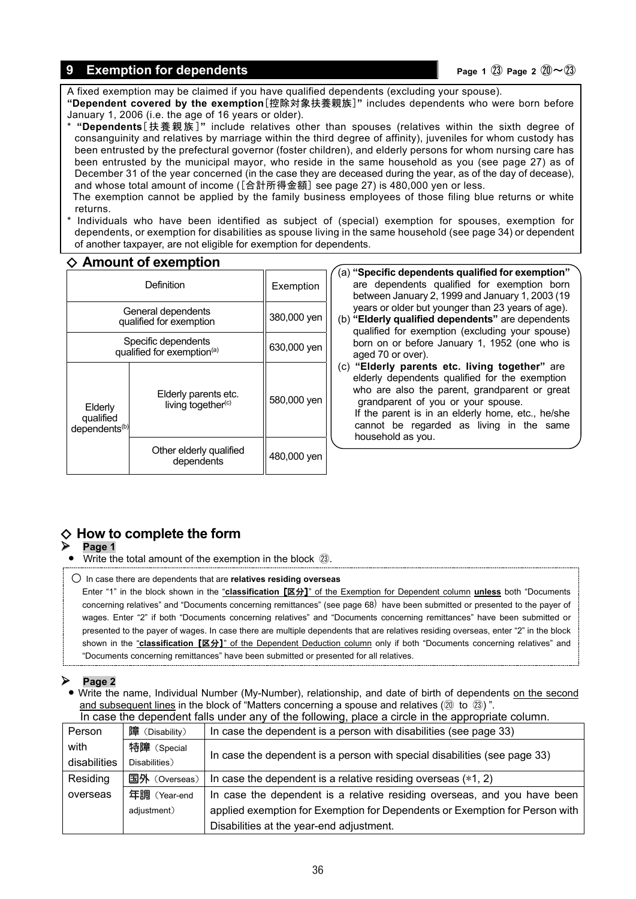## 9 Exemption for dependents

Page 1 ㉓ Page 2 ⑳～㉓

A fixed exemption may be claimed if you have qualified dependents (excluding your spouse).

**"Dependent covered by the exemption**［控除対象扶養親族］**"** includes dependents who were born before January 1, 2006 (i.e. the age of 16 years or older).

- **"Dependents**［扶養親族］**"** include relatives other than spouses (relatives within the sixth degree of consanguinity and relatives by marriage within the third degree of affinity), juveniles for whom custody has been entrusted by the prefectural governor (foster children), and elderly persons for whom nursing care has been entrusted by the municipal mayor, who reside in the same household as you (see page 27) as of December 31 of the year concerned (in the case they are deceased during the year, as of the day of decease), and whose total amount of income (［合計所得金額］ see page 27) is 480,000 yen or less.

  The exemption cannot be applied by the family business employees of those filing blue returns or white returns.

- Individuals who have been identified as subject of (special) exemption for spouses, exemption for dependents, or exemption for disabilities as spouse living in the same household (see page 34) or dependent of another taxpayer, are not eligible for exemption for dependents.

### ◇ Amount of exemption

| Definition | | Exemption |
|---|---|---|
| General dependents qualified for exemption | | 380,000 yen |
| Specific dependents qualified for exemption[(a)] | | 630,000 yen |
| Elderly qualified dependents[(b)] | Elderly parents etc. living together[(c)] | 580,000 yen |
| | Other elderly qualified dependents | 480,000 yen |

(a) **"Specific dependents qualified for exemption"** are dependents qualified for exemption born between January 2, 1999 and January 1, 2003 (19 years or older but younger than 23 years of age).

(b) **"Elderly qualified dependents"** are dependents qualified for exemption (excluding your spouse) born on or before January 1, 1952 (one who is aged 70 or over).

(c) **"Elderly parents etc. living together"** are elderly dependents qualified for the exemption who are also the parent, grandparent or great grandparent of you or your spouse.
If the parent is in an elderly home, etc., he/she cannot be regarded as living in the same household as you.

### ◇ How to complete the form

➢ **Page 1**

- Write the total amount of the exemption in the block ㉓.

○ In case there are dependents that are **relatives residing overseas**

Enter "1" in the block shown in the "**classification［区分］**" of the Exemption for Dependent column **unless** both "Documents concerning relatives" and "Documents concerning remittances" (see page 68) have been submitted or presented to the payer of wages. Enter "2" if both "Documents concerning relatives" and "Documents concerning remittances" have been submitted or presented to the payer of wages. In case there are multiple dependents that are relatives residing overseas, enter "2" in the block shown in the "**classification［区分］**" of the Dependent Deduction column only if both "Documents concerning relatives" and "Documents concerning remittances" have been submitted or presented for all relatives.

➢ **Page 2**

- Write the name, Individual Number (My-Number), relationship, and date of birth of dependents on the second and subsequent lines in the block of "Matters concerning a spouse and relatives (⑳ to ㉓)".
  In case the dependent falls under any of the following, place a circle in the appropriate column.

| | | |
|---|---|---|
| Person with disabilities | 障（Disability） | In case the dependent is a person with disabilities (see page 33) |
| | 特障（Special Disabilities） | In case the dependent is a person with special disabilities (see page 33) |
| Residing overseas | 国外（Overseas） | In case the dependent is a relative residing overseas (*1, 2) |
| | 年調（Year-end adjustment） | In case the dependent is a relative residing overseas, and you have been applied exemption for Exemption for Dependents or Exemption for Person with Disabilities at the year-end adjustment. |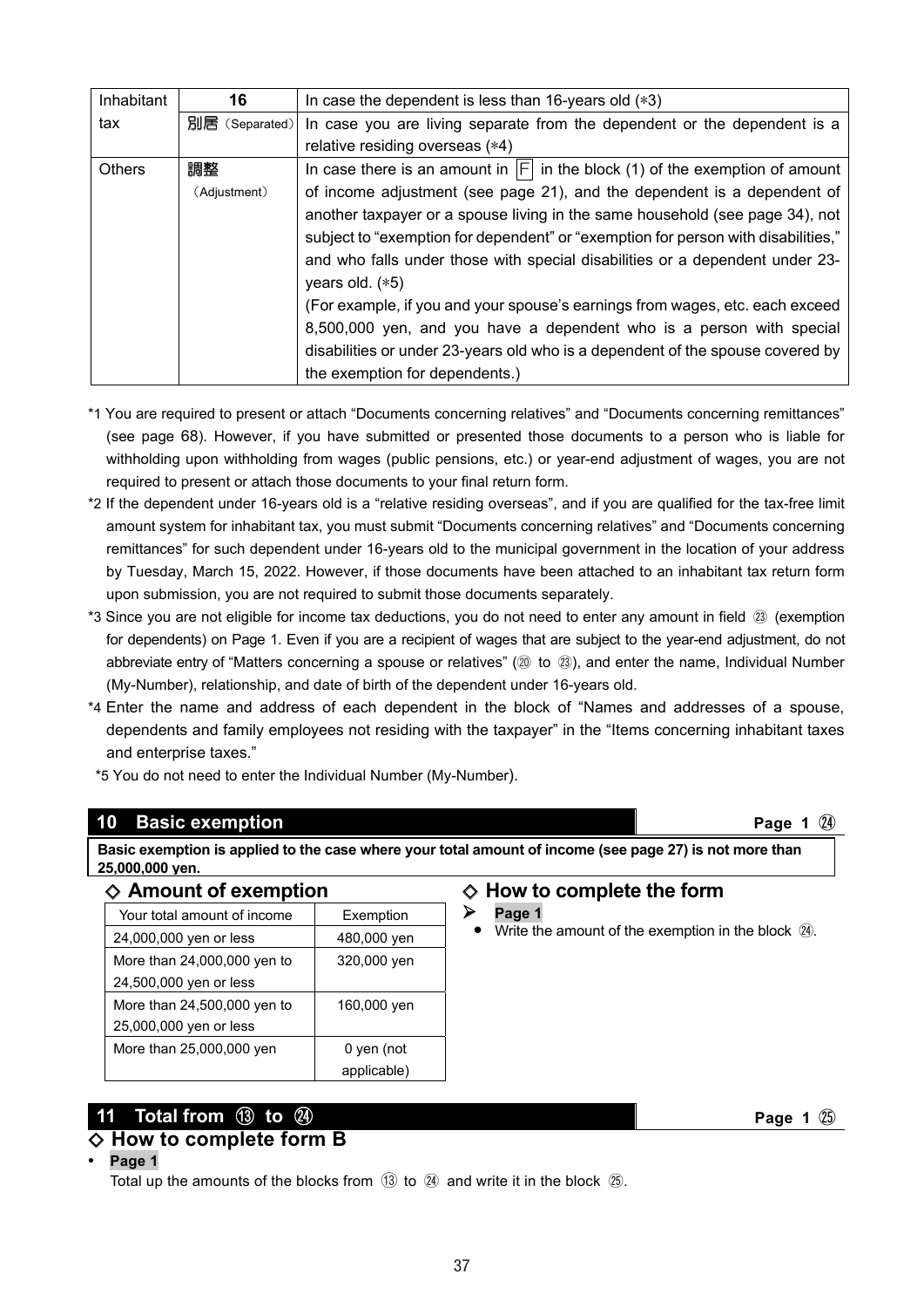| Inhabitant tax | 16 | In case the dependent is less than 16-years old (*3) |
|---|---|---|
| | 別居（Separated） | In case you are living separate from the dependent or the dependent is a relative residing overseas (*4) |
| Others | 調整（Adjustment） | In case there is an amount in F in the block (1) of the exemption of amount of income adjustment (see page 21), and the dependent is a dependent of another taxpayer or a spouse living in the same household (see page 34), not subject to "exemption for dependent" or "exemption for person with disabilities," and who falls under those with special disabilities or a dependent under 23-years old. (*5) (For example, if you and your spouse's earnings from wages, etc. each exceed 8,500,000 yen, and you have a dependent who is a person with special disabilities or under 23-years old who is a dependent of the spouse covered by the exemption for dependents.) |

*1 You are required to present or attach "Documents concerning relatives" and "Documents concerning remittances" (see page 68). However, if you have submitted or presented those documents to a person who is liable for withholding upon withholding from wages (public pensions, etc.) or year-end adjustment of wages, you are not required to present or attach those documents to your final return form.

*2 If the dependent under 16-years old is a "relative residing overseas", and if you are qualified for the tax-free limit amount system for inhabitant tax, you must submit "Documents concerning relatives" and "Documents concerning remittances" for such dependent under 16-years old to the municipal government in the location of your address by Tuesday, March 15, 2022. However, if those documents have been attached to an inhabitant tax return form upon submission, you are not required to submit those documents separately.

*3 Since you are not eligible for income tax deductions, you do not need to enter any amount in field ㉓ (exemption for dependents) on Page 1. Even if you are a recipient of wages that are subject to the year-end adjustment, do not abbreviate entry of "Matters concerning a spouse or relatives" (⑳ to ㉓), and enter the name, Individual Number (My-Number), relationship, and date of birth of the dependent under 16-years old.

*4 Enter the name and address of each dependent in the block of "Names and addresses of a spouse, dependents and family employees not residing with the taxpayer" in the "Items concerning inhabitant taxes and enterprise taxes."

*5 You do not need to enter the Individual Number (My-Number).

## 10 Basic exemption — Page 1 ㉔

**Basic exemption is applied to the case where your total amount of income (see page 27) is not more than 25,000,000 yen.**

### ◇ Amount of exemption

| Your total amount of income | Exemption |
|---|---|
| 24,000,000 yen or less | 480,000 yen |
| More than 24,000,000 yen to 24,500,000 yen or less | 320,000 yen |
| More than 24,500,000 yen to 25,000,000 yen or less | 160,000 yen |
| More than 25,000,000 yen | 0 yen (not applicable) |

### ◇ How to complete the form

➢ **Page 1**

- Write the amount of the exemption in the block ㉔.

## 11 Total from ⑬ to ㉔ — Page 1 ㉕

### ◇ How to complete form B

- **Page 1**

  Total up the amounts of the blocks from ⑬ to ㉔ and write it in the block ㉕.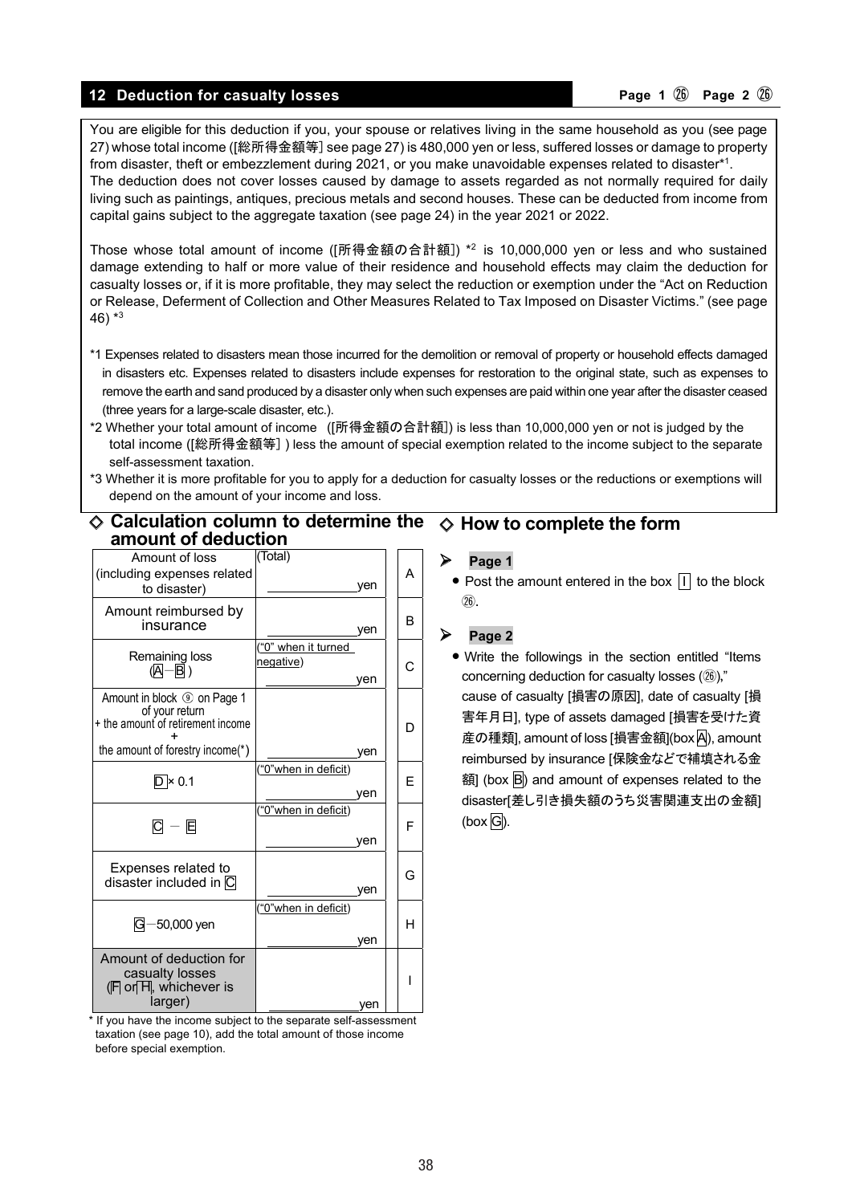## 12 Deduction for casualty losses

**Page 1 ㉖ Page 2 ㉖**

You are eligible for this deduction if you, your spouse or relatives living in the same household as you (see page 27) whose total income ([総所得金額等] see page 27) is 480,000 yen or less, suffered losses or damage to property from disaster, theft or embezzlement during 2021, or you make unavoidable expenses related to disaster*1.
The deduction does not cover losses caused by damage to assets regarded as not normally required for daily living such as paintings, antiques, precious metals and second houses. These can be deducted from income from capital gains subject to the aggregate taxation (see page 24) in the year 2021 or 2022.

Those whose total amount of income ([所得金額の合計額]) *2 is 10,000,000 yen or less and who sustained damage extending to half or more value of their residence and household effects may claim the deduction for casualty losses or, if it is more profitable, they may select the reduction or exemption under the "Act on Reduction or Release, Deferment of Collection and Other Measures Related to Tax Imposed on Disaster Victims." (see page 46) *3

*1 Expenses related to disasters mean those incurred for the demolition or removal of property or household effects damaged in disasters etc. Expenses related to disasters include expenses for restoration to the original state, such as expenses to remove the earth and sand produced by a disaster only when such expenses are paid within one year after the disaster ceased (three years for a large-scale disaster, etc.).

*2 Whether your total amount of income ([所得金額の合計額]) is less than 10,000,000 yen or not is judged by the total income ([総所得金額等]) less the amount of special exemption related to the income subject to the separate self-assessment taxation.

*3 Whether it is more profitable for you to apply for a deduction for casualty losses or the reductions or exemptions will depend on the amount of your income and loss.

### ◇ Calculation column to determine the amount of deduction

| Item | Amount | Box |
|---|---|---|
| Amount of loss (including expenses related to disaster) | (Total) _____ yen | A |
| Amount reimbursed by insurance | _____ yen | B |
| Remaining loss (A − B) | ("0" when it turned negative) _____ yen | C |
| Amount in block ⑨ on Page 1 of your return + the amount of retirement income + the amount of forestry income(*) | _____ yen | D |
| D × 0.1 | ("0"when in deficit) _____ yen | E |
| C − E | ("0"when in deficit) _____ yen | F |
| Expenses related to disaster included in C | _____ yen | G |
| G − 50,000 yen | ("0"when in deficit) _____ yen | H |
| Amount of deduction for casualty losses (F or H, whichever is larger) | _____ yen | I |

\* If you have the income subject to the separate self-assessment taxation (see page 10), add the total amount of those income before special exemption.

### ◇ How to complete the form

➢ **Page 1**

- Post the amount entered in the box I to the block ㉖.

➢ **Page 2**

- Write the followings in the section entitled "Items concerning deduction for casualty losses (㉖)," cause of casualty [損害の原因], date of casualty [損害年月日], type of assets damaged [損害を受けた資産の種類], amount of loss [損害金額](box A), amount reimbursed by insurance [保険金などで補填される金額] (box B) and amount of expenses related to the disaster[差し引き損失額のうち災害関連支出の金額] (box G).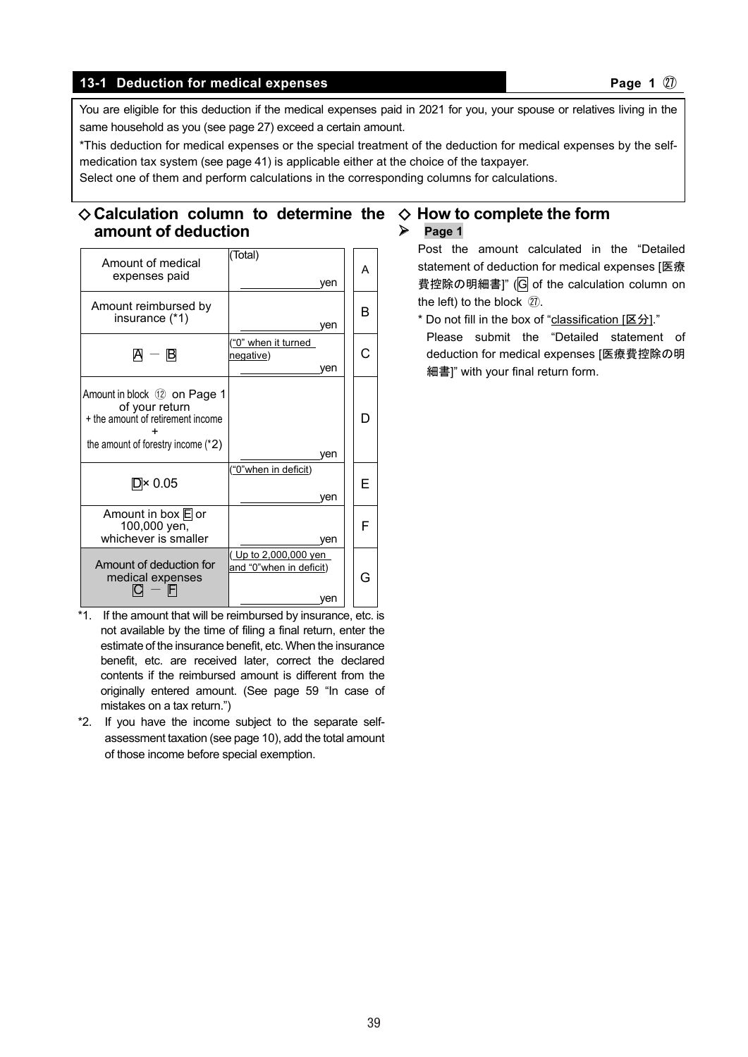## 13-1 Deduction for medical expenses

**Page 1 ㉗**

You are eligible for this deduction if the medical expenses paid in 2021 for you, your spouse or relatives living in the same household as you (see page 27) exceed a certain amount.

*This deduction for medical expenses or the special treatment of the deduction for medical expenses by the self-medication tax system (see page 41) is applicable either at the choice of the taxpayer.

Select one of them and perform calculations in the corresponding columns for calculations.

### ◇ Calculation column to determine the amount of deduction

| Item | Amount | Box |
|---|---|---|
| Amount of medical expenses paid | (Total) yen | A |
| Amount reimbursed by insurance (*1) | yen | B |
| A − B | ("0" when it turned negative) yen | C |
| Amount in block ⑫ on Page 1 of your return + the amount of retirement income + the amount of forestry income (*2) | yen | D |
| D× 0.05 | ("0"when in deficit) yen | E |
| Amount in box E or 100,000 yen, whichever is smaller | yen | F |
| **Amount of deduction for medical expenses C − F** | ( Up to 2,000,000 yen and "0"when in deficit) yen | G |

*1. If the amount that will be reimbursed by insurance, etc. is not available by the time of filing a final return, enter the estimate of the insurance benefit, etc. When the insurance benefit, etc. are received later, correct the declared contents if the reimbursed amount is different from the originally entered amount. (See page 59 "In case of mistakes on a tax return.")

*2. If you have the income subject to the separate self-assessment taxation (see page 10), add the total amount of those income before special exemption.

### ◇ How to complete the form

➢ **Page 1**

Post the amount calculated in the "Detailed statement of deduction for medical expenses [医療費控除の明細書]" (G of the calculation column on the left) to the block ㉗.

* Do not fill in the box of "classification [区分]."

Please submit the "Detailed statement of deduction for medical expenses [医療費控除の明細書]" with your final return form.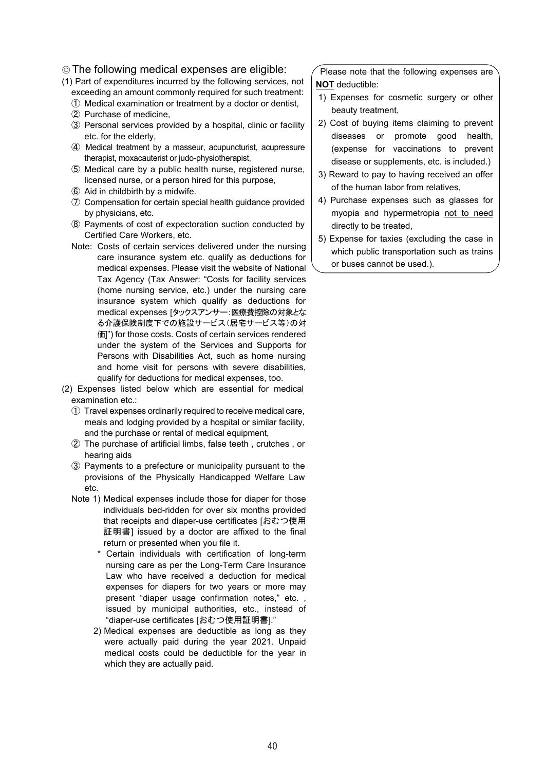◎The following medical expenses are eligible:

(1) Part of expenditures incurred by the following services, not exceeding an amount commonly required for such treatment:

① Medical examination or treatment by a doctor or dentist,

② Purchase of medicine,

③ Personal services provided by a hospital, clinic or facility etc. for the elderly,

④ Medical treatment by a masseur, acupuncturist, acupressure therapist, moxacauterist or judo-physiotherapist,

⑤ Medical care by a public health nurse, registered nurse, licensed nurse, or a person hired for this purpose,

⑥ Aid in childbirth by a midwife.

⑦ Compensation for certain special health guidance provided by physicians, etc.

⑧ Payments of cost of expectoration suction conducted by Certified Care Workers, etc.

Note: Costs of certain services delivered under the nursing care insurance system etc. qualify as deductions for medical expenses. Please visit the website of National Tax Agency (Tax Answer: "Costs for facility services (home nursing service, etc.) under the nursing care insurance system which qualify as deductions for medical expenses [タックスアンサー：医療費控除の対象となる介護保険制度下での施設サービス（居宅サービス等）の対価]") for those costs. Costs of certain services rendered under the system of the Services and Supports for Persons with Disabilities Act, such as home nursing and home visit for persons with severe disabilities, qualify for deductions for medical expenses, too.

(2) Expenses listed below which are essential for medical examination etc.:

① Travel expenses ordinarily required to receive medical care, meals and lodging provided by a hospital or similar facility, and the purchase or rental of medical equipment,

② The purchase of artificial limbs, false teeth , crutches , or hearing aids

③ Payments to a prefecture or municipality pursuant to the provisions of the Physically Handicapped Welfare Law etc.

Note 1) Medical expenses include those for diaper for those individuals bed-ridden for over six months provided that receipts and diaper-use certificates [おむつ使用証明書] issued by a doctor are affixed to the final return or presented when you file it.

\* Certain individuals with certification of long-term nursing care as per the Long-Term Care Insurance Law who have received a deduction for medical expenses for diapers for two years or more may present "diaper usage confirmation notes," etc. , issued by municipal authorities, etc., instead of "diaper-use certificates [おむつ使用証明書]."

2) Medical expenses are deductible as long as they were actually paid during the year 2021. Unpaid medical costs could be deductible for the year in which they are actually paid.

Please note that the following expenses are **NOT** deductible:

1) Expenses for cosmetic surgery or other beauty treatment,

2) Cost of buying items claiming to prevent diseases or promote good health, (expense for vaccinations to prevent disease or supplements, etc. is included.)

3) Reward to pay to having received an offer of the human labor from relatives,

4) Purchase expenses such as glasses for myopia and hypermetropia <u>not to need directly to be treated</u>,

5) Expense for taxies (excluding the case in which public transportation such as trains or buses cannot be used.).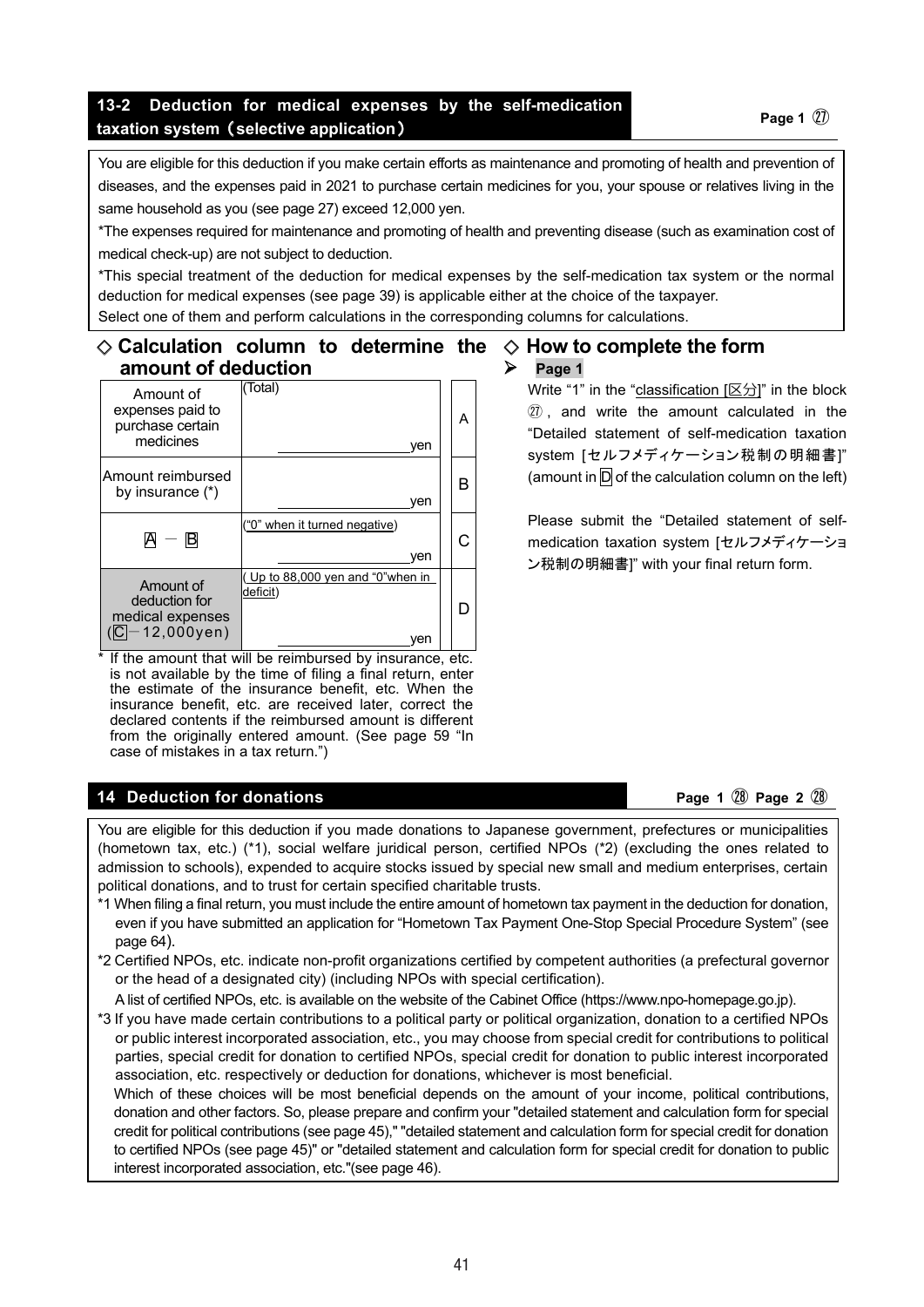## 13-2 Deduction for medical expenses by the self-medication taxation system（selective application）

Page 1 ㉗

You are eligible for this deduction if you make certain efforts as maintenance and promoting of health and prevention of diseases, and the expenses paid in 2021 to purchase certain medicines for you, your spouse or relatives living in the same household as you (see page 27) exceed 12,000 yen.

*The expenses required for maintenance and promoting of health and preventing disease (such as examination cost of medical check-up) are not subject to deduction.

*This special treatment of the deduction for medical expenses by the self-medication tax system or the normal deduction for medical expenses (see page 39) is applicable either at the choice of the taxpayer.

Select one of them and perform calculations in the corresponding columns for calculations.

### ◇ Calculation column to determine the amount of deduction

| Item | Amount | |
|---|---|---|
| Amount of expenses paid to purchase certain medicines | (Total) yen | A |
| Amount reimbursed by insurance (*) | yen | B |
| A − B | (“0” when it turned negative) yen | C |
| Amount of deduction for medical expenses (C − 12,000yen) | ( Up to 88,000 yen and “0”when in deficit) yen | D |

\* If the amount that will be reimbursed by insurance, etc. is not available by the time of filing a final return, enter the estimate of the insurance benefit, etc. When the insurance benefit, etc. are received later, correct the declared contents if the reimbursed amount is different from the originally entered amount. (See page 59 “In case of mistakes in a tax return.”)

### ◇ How to complete the form

➢ **Page 1**

Write “1” in the “classification [区分]” in the block ㉗, and write the amount calculated in the “Detailed statement of self-medication taxation system [セルフメディケーション税制の明細書]” (amount in D of the calculation column on the left)

Please submit the “Detailed statement of self-medication taxation system [セルフメディケーション税制の明細書]” with your final return form.

## 14 Deduction for donations

Page 1 ㉘ Page 2 ㉘

You are eligible for this deduction if you made donations to Japanese government, prefectures or municipalities (hometown tax, etc.) (*1), social welfare juridical person, certified NPOs (*2) (excluding the ones related to admission to schools), expended to acquire stocks issued by special new small and medium enterprises, certain political donations, and to trust for certain specified charitable trusts.

*1 When filing a final return, you must include the entire amount of hometown tax payment in the deduction for donation, even if you have submitted an application for “Hometown Tax Payment One-Stop Special Procedure System” (see page 64).

*2 Certified NPOs, etc. indicate non-profit organizations certified by competent authorities (a prefectural governor or the head of a designated city) (including NPOs with special certification).
A list of certified NPOs, etc. is available on the website of the Cabinet Office (https://www.npo-homepage.go.jp).

*3 If you have made certain contributions to a political party or political organization, donation to a certified NPOs or public interest incorporated association, etc., you may choose from special credit for contributions to political parties, special credit for donation to certified NPOs, special credit for donation to public interest incorporated association, etc. respectively or deduction for donations, whichever is most beneficial.
Which of these choices will be most beneficial depends on the amount of your income, political contributions, donation and other factors. So, please prepare and confirm your "detailed statement and calculation form for special credit for political contributions (see page 45)," "detailed statement and calculation form for special credit for donation to certified NPOs (see page 45)" or "detailed statement and calculation form for special credit for donation to public interest incorporated association, etc."(see page 46).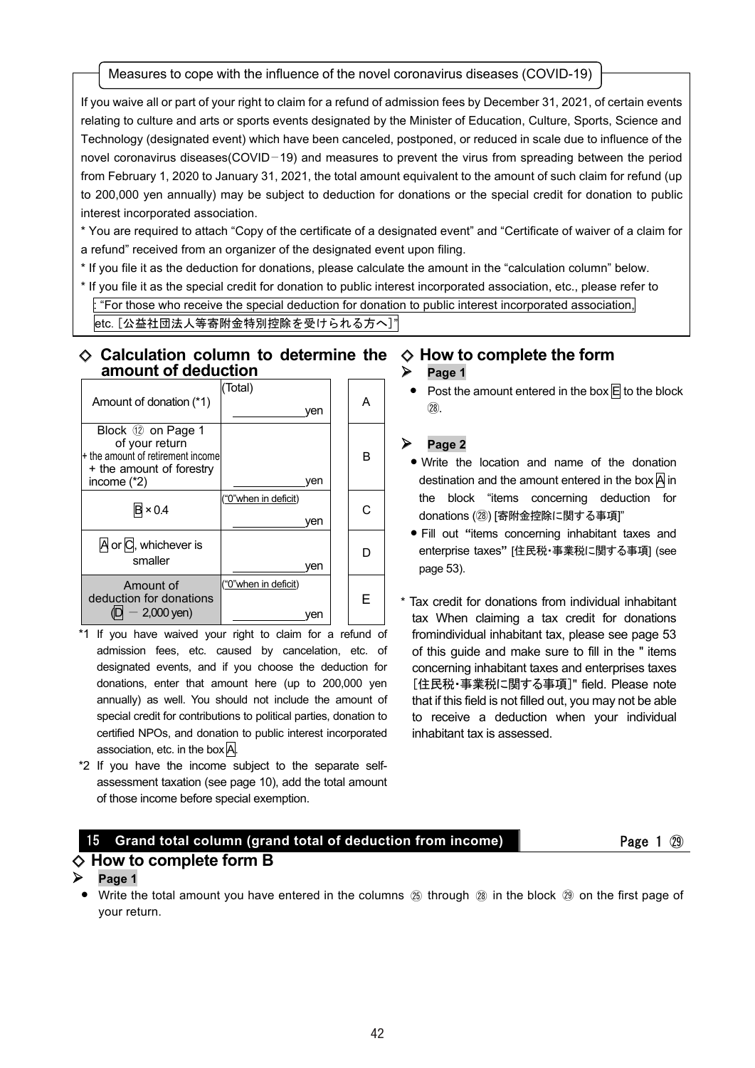Measures to cope with the influence of the novel coronavirus diseases (COVID-19)

If you waive all or part of your right to claim for a refund of admission fees by December 31, 2021, of certain events relating to culture and arts or sports events designated by the Minister of Education, Culture, Sports, Science and Technology (designated event) which have been canceled, postponed, or reduced in scale due to influence of the novel coronavirus diseases(COVID－19) and measures to prevent the virus from spreading between the period from February 1, 2020 to January 31, 2021, the total amount equivalent to the amount of such claim for refund (up to 200,000 yen annually) may be subject to deduction for donations or the special credit for donation to public interest incorporated association.

* You are required to attach “Copy of the certificate of a designated event” and “Certificate of waiver of a claim for a refund” received from an organizer of the designated event upon filing.

* If you file it as the deduction for donations, please calculate the amount in the “calculation column” below.

* If you file it as the special credit for donation to public interest incorporated association, etc., please refer to : “For those who receive the special deduction for donation to public interest incorporated association, etc. [公益社団法人等寄附金特別控除を受けられる方へ]”

## ◇ Calculation column to determine the amount of deduction

| | | |
|---|---|---|
| Amount of donation (*1) | (Total) yen | A |
| Block ⑫ on Page 1 of your return + the amount of retirement income + the amount of forestry income (*2) | yen | B |
| B × 0.4 | (“0”when in deficit) yen | C |
| A or C, whichever is smaller | yen | D |
| Amount of deduction for donations (D － 2,000 yen) | (“0”when in deficit) yen | E |

*1 If you have waived your right to claim for a refund of admission fees, etc. caused by cancelation, etc. of designated events, and if you choose the deduction for donations, enter that amount here (up to 200,000 yen annually) as well. You should not include the amount of special credit for contributions to political parties, donation to certified NPOs, and donation to public interest incorporated association, etc. in the box A.

*2 If you have the income subject to the separate self-assessment taxation (see page 10), add the total amount of those income before special exemption.

## ◇ How to complete the form

### Page 1

- Post the amount entered in the box E to the block ㉘.

### Page 2

- Write the location and name of the donation destination and the amount entered in the box A in the block “items concerning deduction for donations (㉘) [寄附金控除に関する事項]”
- Fill out “items concerning inhabitant taxes and enterprise taxes” [住民税・事業税に関する事項] (see page 53).

* Tax credit for donations from individual inhabitant tax When claiming a tax credit for donations fromindividual inhabitant tax, please see page 53 of this guide and make sure to fill in the " items concerning inhabitant taxes and enterprises taxes [住民税・事業税に関する事項]" field. Please note that if this field is not filled out, you may not be able to receive a deduction when your individual inhabitant tax is assessed.

## 15 Grand total column (grand total of deduction from income)

Page 1 ㉙

## ◇ How to complete form B

### Page 1

- Write the total amount you have entered in the columns ㉕ through ㉘ in the block ㉙ on the first page of your return.